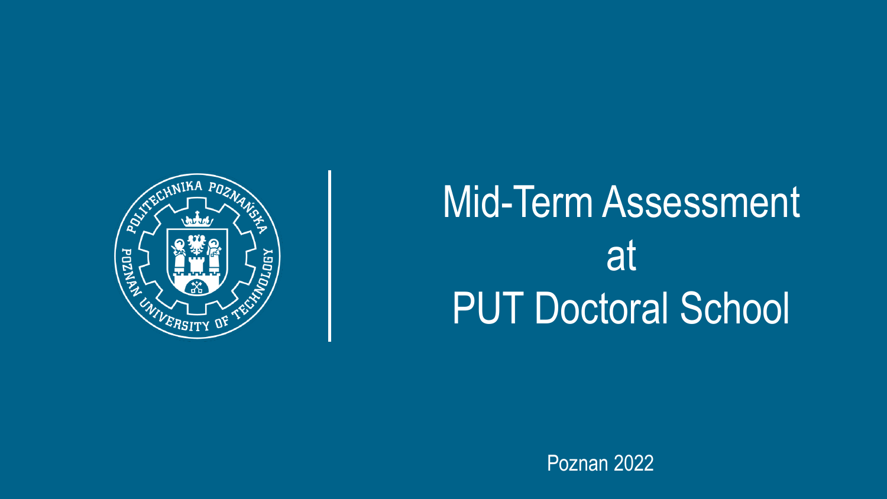# Mid-Term Assessment at PUT Doctoral School

Poznan 2022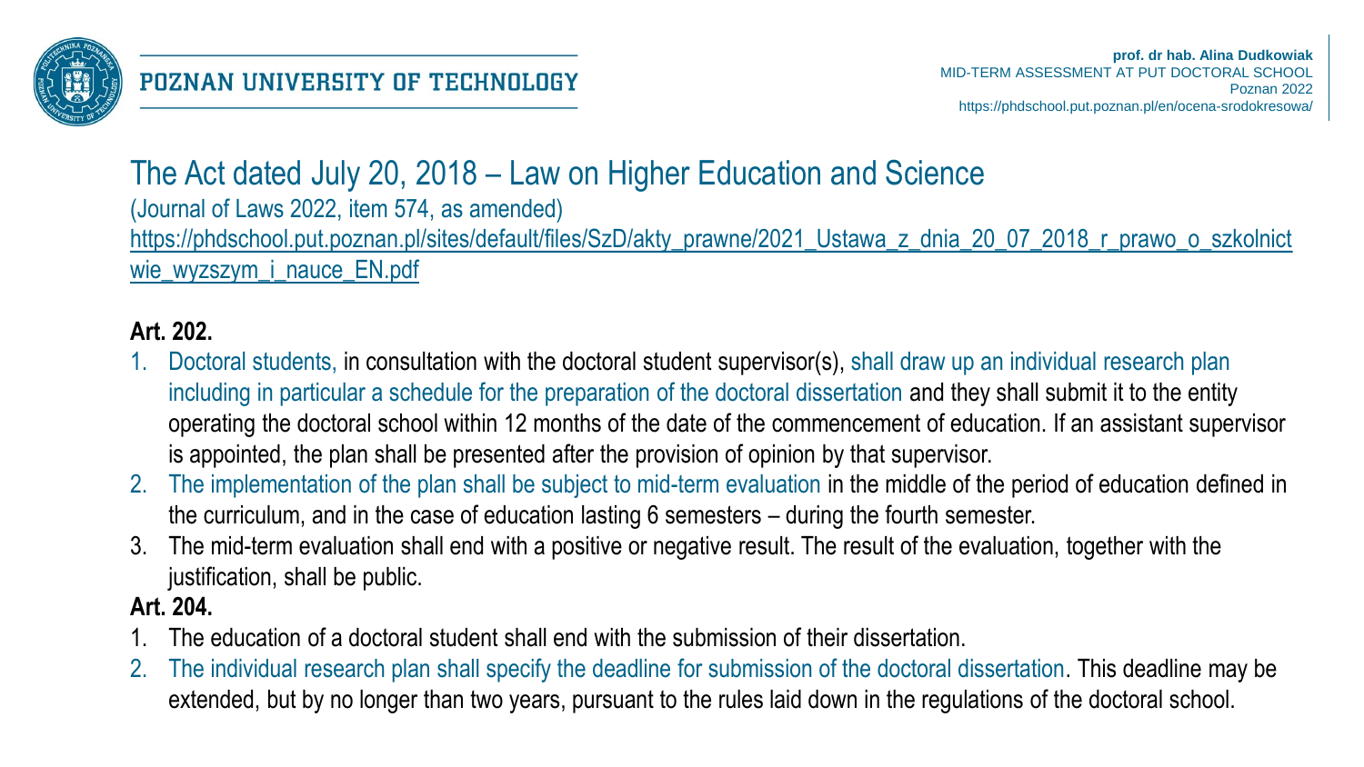# The Act dated July 20, 2018 – Law on Higher Education and Science

(Journal of Laws 2022, item 574, as amended)

https://phdschool.put.poznan.pl/sites/default/files/SzD/akty_prawne/2021_Ustawa_z_dnia_20_07_2018_r_prawo_o_szkolnictwie_wyzszym_i_nauce_EN.pdf

**Art. 202.**

1. Doctoral students, in consultation with the doctoral student supervisor(s), shall draw up an individual research plan including in particular a schedule for the preparation of the doctoral dissertation and they shall submit it to the entity operating the doctoral school within 12 months of the date of the commencement of education. If an assistant supervisor is appointed, the plan shall be presented after the provision of opinion by that supervisor.
2. The implementation of the plan shall be subject to mid-term evaluation in the middle of the period of education defined in the curriculum, and in the case of education lasting 6 semesters – during the fourth semester.
3. The mid-term evaluation shall end with a positive or negative result. The result of the evaluation, together with the justification, shall be public.

**Art. 204.**

1. The education of a doctoral student shall end with the submission of their dissertation.
2. The individual research plan shall specify the deadline for submission of the doctoral dissertation. This deadline may be extended, but by no longer than two years, pursuant to the rules laid down in the regulations of the doctoral school.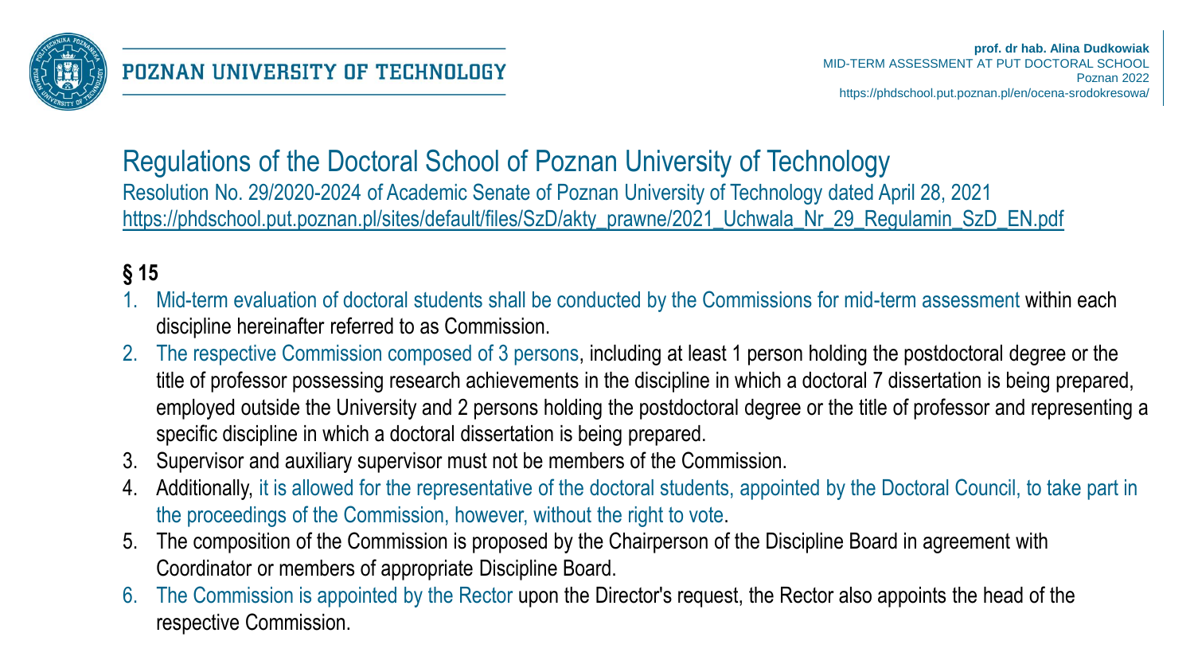# Regulations of the Doctoral School of Poznan University of Technology

Resolution No. 29/2020-2024 of Academic Senate of Poznan University of Technology dated April 28, 2021
https://phdschool.put.poznan.pl/sites/default/files/SzD/akty_prawne/2021_Uchwala_Nr_29_Regulamin_SzD_EN.pdf

**§ 15**

1. Mid-term evaluation of doctoral students shall be conducted by the Commissions for mid-term assessment within each discipline hereinafter referred to as Commission.
2. The respective Commission composed of 3 persons, including at least 1 person holding the postdoctoral degree or the title of professor possessing research achievements in the discipline in which a doctoral 7 dissertation is being prepared, employed outside the University and 2 persons holding the postdoctoral degree or the title of professor and representing a specific discipline in which a doctoral dissertation is being prepared.
3. Supervisor and auxiliary supervisor must not be members of the Commission.
4. Additionally, it is allowed for the representative of the doctoral students, appointed by the Doctoral Council, to take part in the proceedings of the Commission, however, without the right to vote.
5. The composition of the Commission is proposed by the Chairperson of the Discipline Board in agreement with Coordinator or members of appropriate Discipline Board.
6. The Commission is appointed by the Rector upon the Director's request, the Rector also appoints the head of the respective Commission.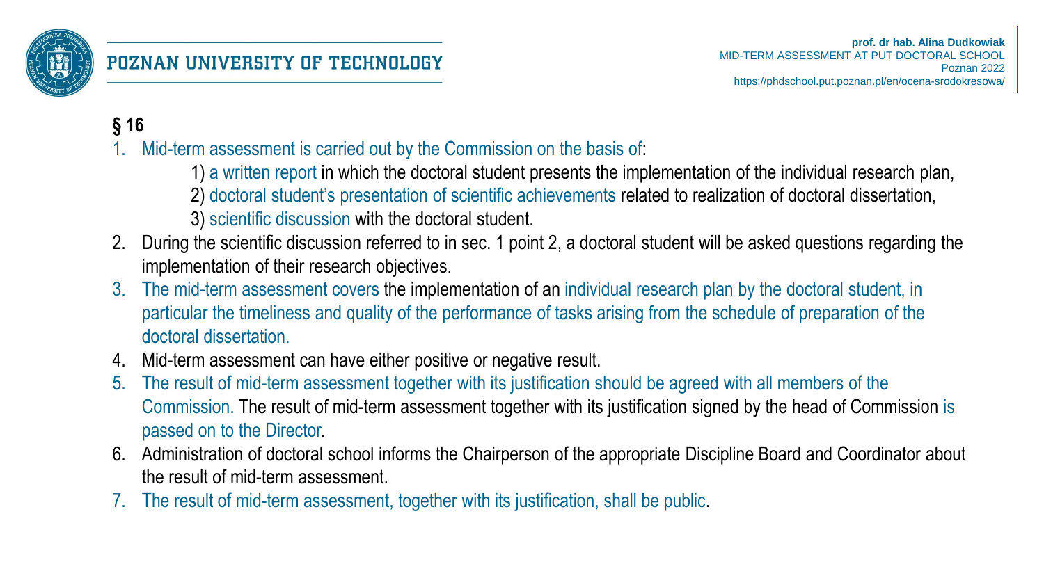## § 16

1. Mid-term assessment is carried out by the Commission on the basis of:
   1) a written report in which the doctoral student presents the implementation of the individual research plan,
   2) doctoral student's presentation of scientific achievements related to realization of doctoral dissertation,
   3) scientific discussion with the doctoral student.
2. During the scientific discussion referred to in sec. 1 point 2, a doctoral student will be asked questions regarding the implementation of their research objectives.
3. The mid-term assessment covers the implementation of an individual research plan by the doctoral student, in particular the timeliness and quality of the performance of tasks arising from the schedule of preparation of the doctoral dissertation.
4. Mid-term assessment can have either positive or negative result.
5. The result of mid-term assessment together with its justification should be agreed with all members of the Commission. The result of mid-term assessment together with its justification signed by the head of Commission is passed on to the Director.
6. Administration of doctoral school informs the Chairperson of the appropriate Discipline Board and Coordinator about the result of mid-term assessment.
7. The result of mid-term assessment, together with its justification, shall be public.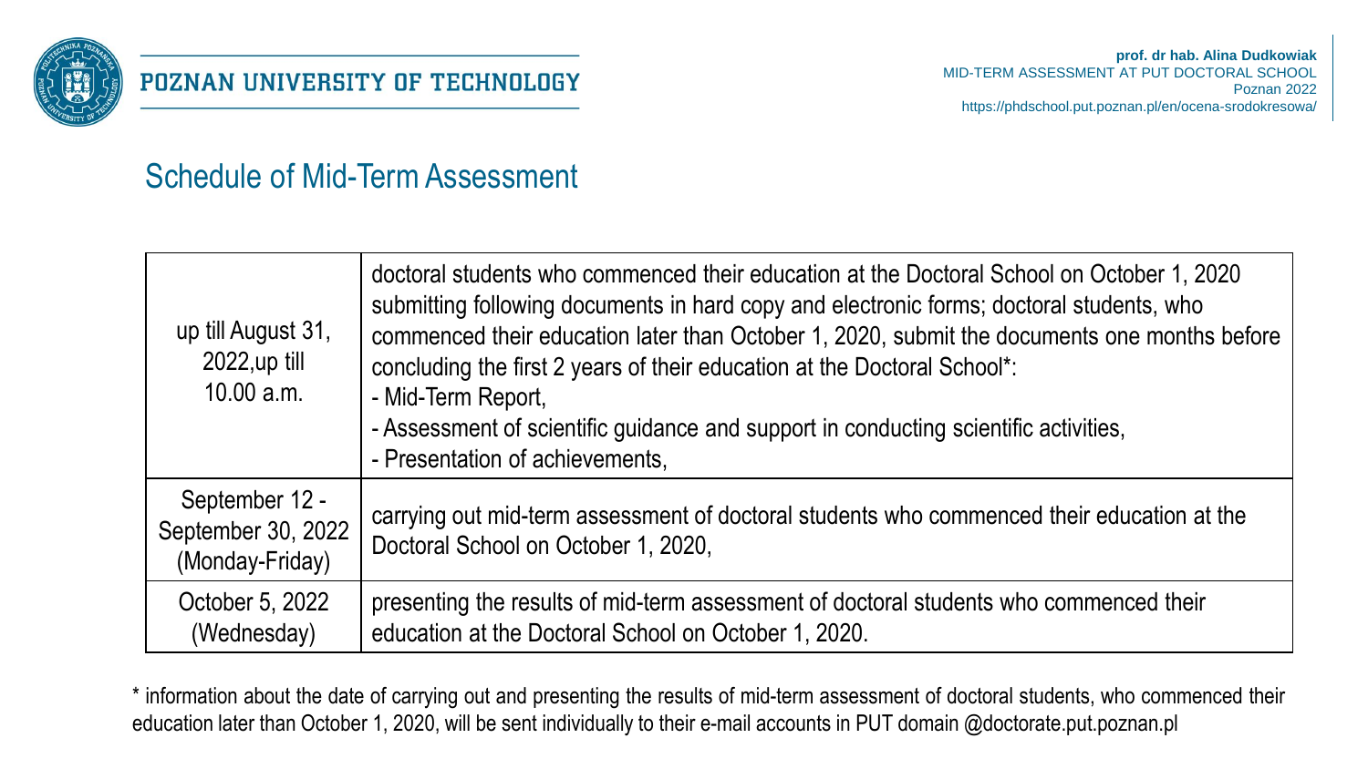## Schedule of Mid-Term Assessment

| | |
|---|---|
| up till August 31, 2022,up till 10.00 a.m. | doctoral students who commenced their education at the Doctoral School on October 1, 2020 submitting following documents in hard copy and electronic forms; doctoral students, who commenced their education later than October 1, 2020, submit the documents one months before concluding the first 2 years of their education at the Doctoral School*:<br>- Mid-Term Report,<br>- Assessment of scientific guidance and support in conducting scientific activities,<br>- Presentation of achievements, |
| September 12 - September 30, 2022 (Monday-Friday) | carrying out mid-term assessment of doctoral students who commenced their education at the Doctoral School on October 1, 2020, |
| October 5, 2022 (Wednesday) | presenting the results of mid-term assessment of doctoral students who commenced their education at the Doctoral School on October 1, 2020. |

* information about the date of carrying out and presenting the results of mid-term assessment of doctoral students, who commenced their education later than October 1, 2020, will be sent individually to their e-mail accounts in PUT domain @doctorate.put.poznan.pl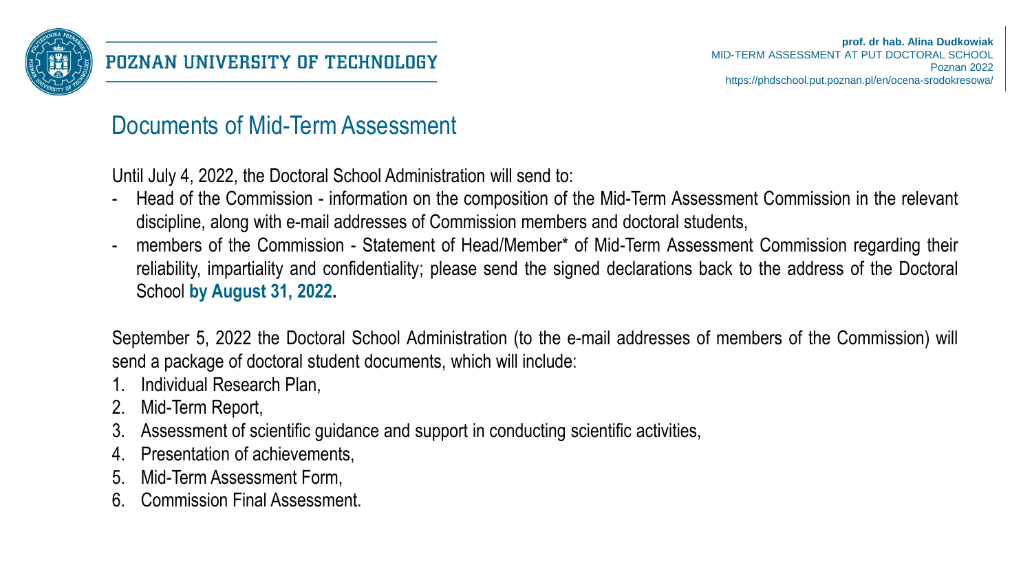# Documents of Mid-Term Assessment

Until July 4, 2022, the Doctoral School Administration will send to:

- Head of the Commission - information on the composition of the Mid-Term Assessment Commission in the relevant discipline, along with e-mail addresses of Commission members and doctoral students,
- members of the Commission - Statement of Head/Member* of Mid-Term Assessment Commission regarding their reliability, impartiality and confidentiality; please send the signed declarations back to the address of the Doctoral School **by August 31, 2022.**

September 5, 2022 the Doctoral School Administration (to the e-mail addresses of members of the Commission) will send a package of doctoral student documents, which will include:

1. Individual Research Plan,
2. Mid-Term Report,
3. Assessment of scientific guidance and support in conducting scientific activities,
4. Presentation of achievements,
5. Mid-Term Assessment Form,
6. Commission Final Assessment.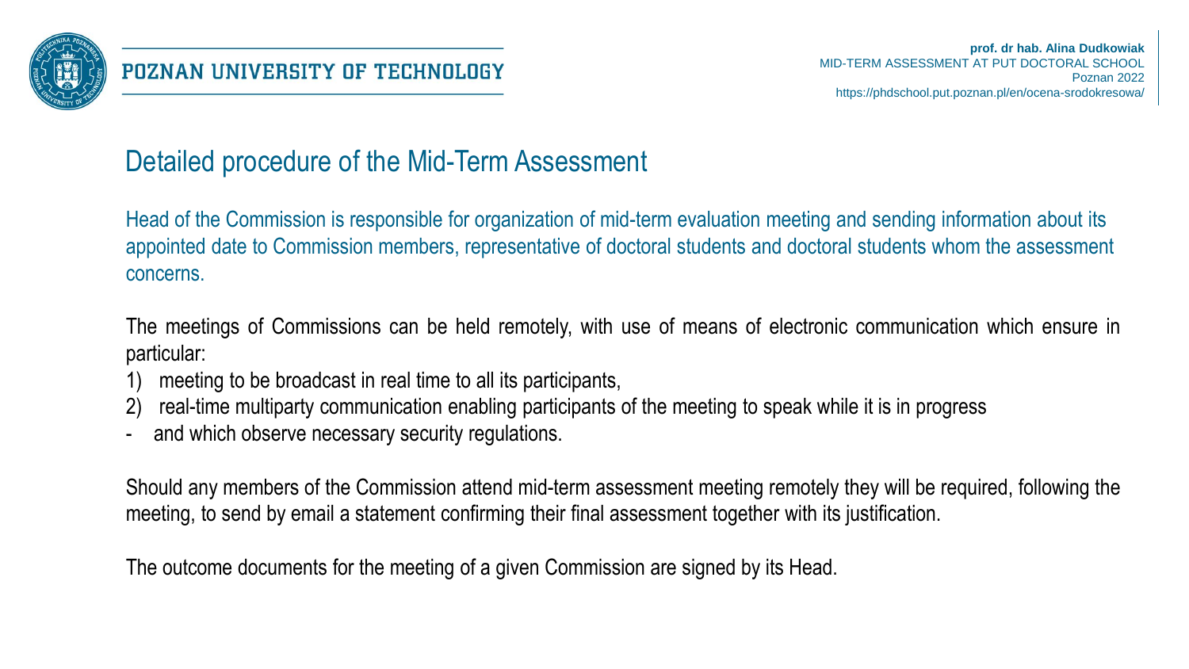## Detailed procedure of the Mid-Term Assessment

Head of the Commission is responsible for organization of mid-term evaluation meeting and sending information about its appointed date to Commission members, representative of doctoral students and doctoral students whom the assessment concerns.

The meetings of Commissions can be held remotely, with use of means of electronic communication which ensure in particular:

1) meeting to be broadcast in real time to all its participants,
2) real-time multiparty communication enabling participants of the meeting to speak while it is in progress

- and which observe necessary security regulations.

Should any members of the Commission attend mid-term assessment meeting remotely they will be required, following the meeting, to send by email a statement confirming their final assessment together with its justification.

The outcome documents for the meeting of a given Commission are signed by its Head.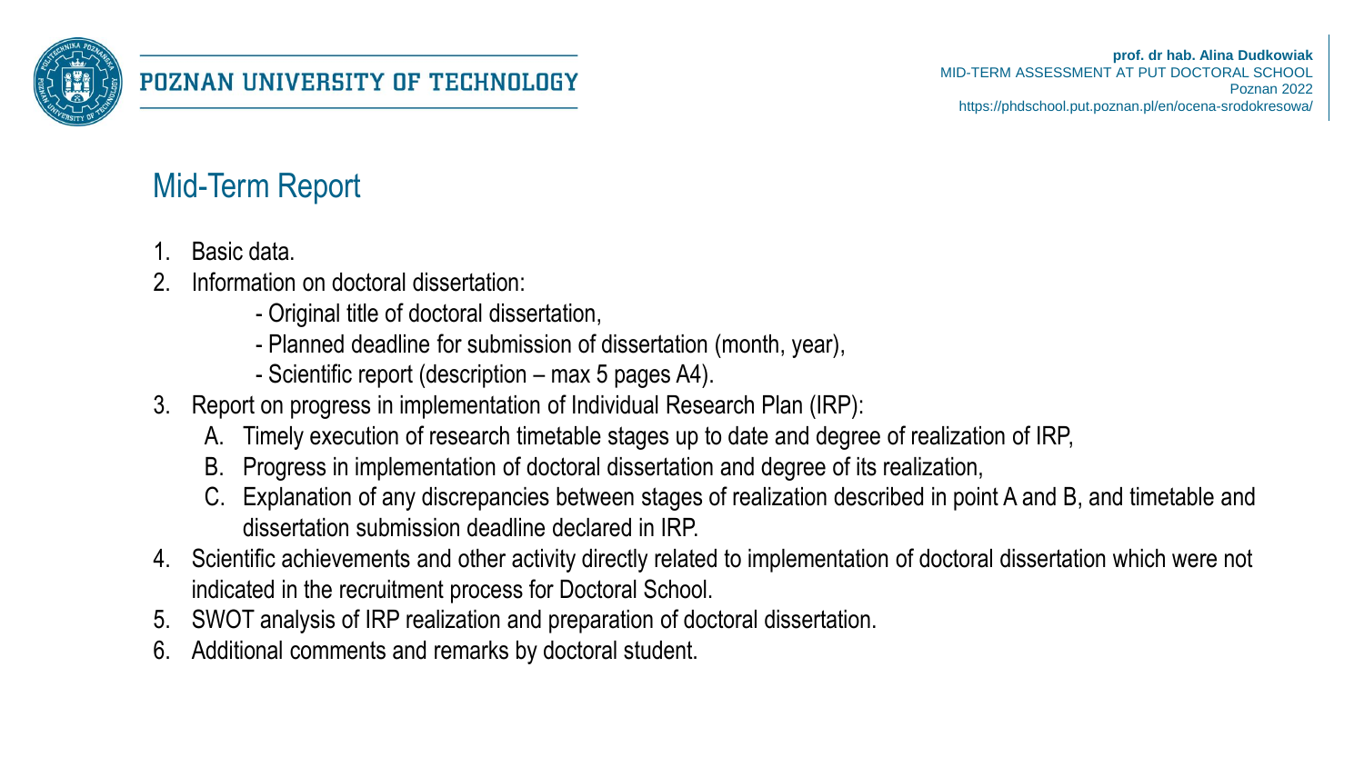## Mid-Term Report

1. Basic data.
2. Information on doctoral dissertation:
   - Original title of doctoral dissertation,
   - Planned deadline for submission of dissertation (month, year),
   - Scientific report (description – max 5 pages A4).
3. Report on progress in implementation of Individual Research Plan (IRP):
   A. Timely execution of research timetable stages up to date and degree of realization of IRP,
   B. Progress in implementation of doctoral dissertation and degree of its realization,
   C. Explanation of any discrepancies between stages of realization described in point A and B, and timetable and dissertation submission deadline declared in IRP.
4. Scientific achievements and other activity directly related to implementation of doctoral dissertation which were not indicated in the recruitment process for Doctoral School.
5. SWOT analysis of IRP realization and preparation of doctoral dissertation.
6. Additional comments and remarks by doctoral student.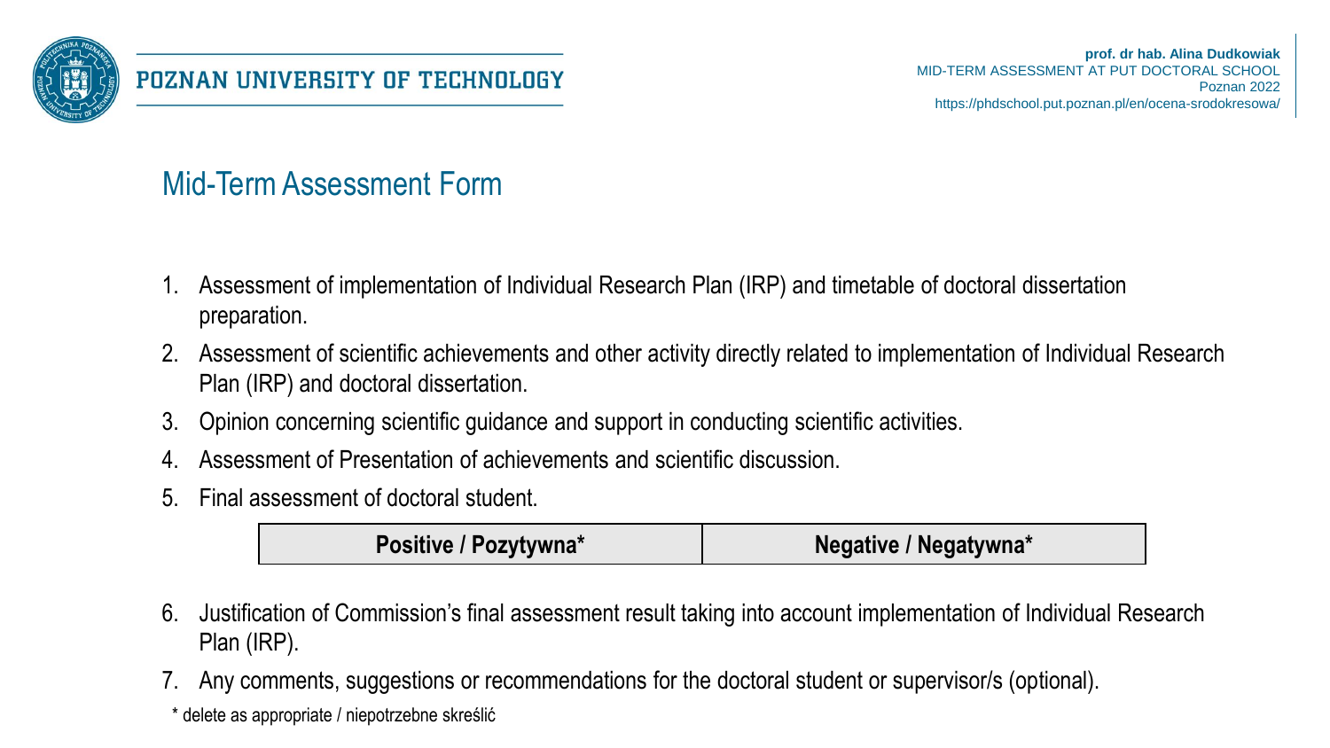# Mid-Term Assessment Form

1. Assessment of implementation of Individual Research Plan (IRP) and timetable of doctoral dissertation preparation.
2. Assessment of scientific achievements and other activity directly related to implementation of Individual Research Plan (IRP) and doctoral dissertation.
3. Opinion concerning scientific guidance and support in conducting scientific activities.
4. Assessment of Presentation of achievements and scientific discussion.
5. Final assessment of doctoral student.

| **Positive / Pozytywna*** | **Negative / Negatywna*** |
|---|---|

6. Justification of Commission's final assessment result taking into account implementation of Individual Research Plan (IRP).
7. Any comments, suggestions or recommendations for the doctoral student or supervisor/s (optional).

\* delete as appropriate / niepotrzebne skreślić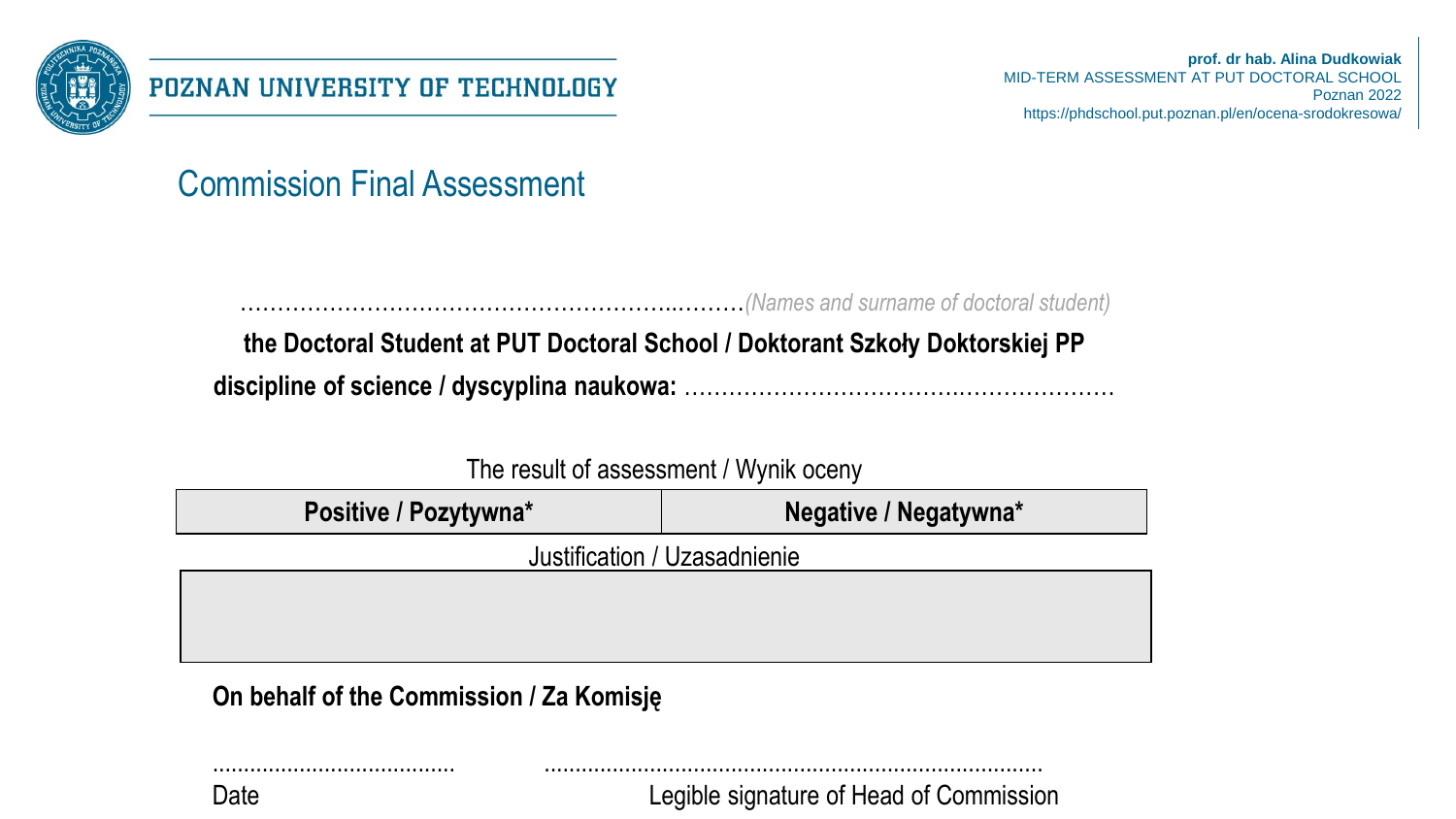# Commission Final Assessment

…………………………………………………..………*(Names and surname of doctoral student)*

**the Doctoral Student at PUT Doctoral School / Doktorant Szkoły Doktorskiej PP**

**discipline of science / dyscyplina naukowa:** …………………………….…………………

The result of assessment / Wynik oceny

| Positive / Pozytywna* | Negative / Negatywna* |
| --- | --- |

Justification / Uzasadnienie

| |
| --- |
| |

**On behalf of the Commission / Za Komisję**

....................................... ..............................................................................

Date Legible signature of Head of Commission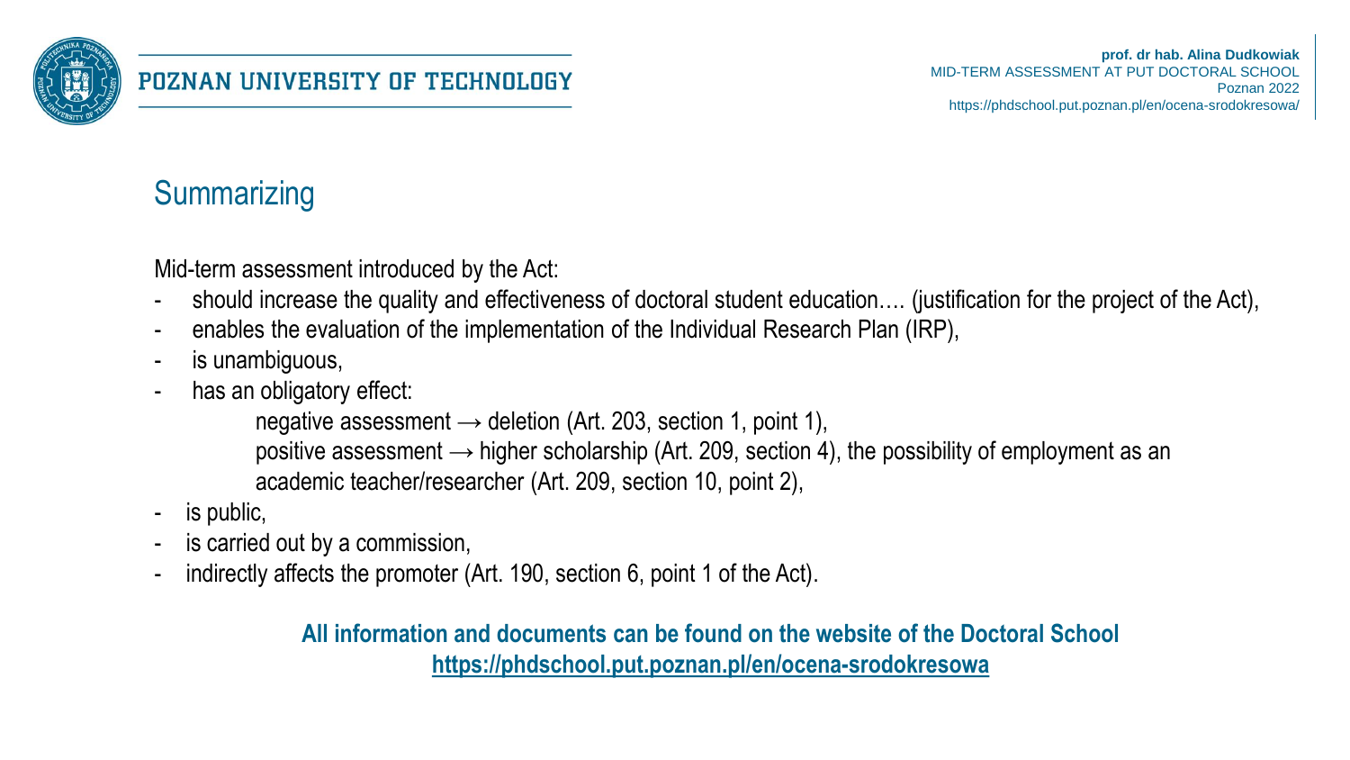## Summarizing

Mid-term assessment introduced by the Act:

- should increase the quality and effectiveness of doctoral student education…. (justification for the project of the Act),
- enables the evaluation of the implementation of the Individual Research Plan (IRP),
- is unambiguous,
- has an obligatory effect:
  - negative assessment → deletion (Art. 203, section 1, point 1),
  - positive assessment → higher scholarship (Art. 209, section 4), the possibility of employment as an academic teacher/researcher (Art. 209, section 10, point 2),
- is public,
- is carried out by a commission,
- indirectly affects the promoter (Art. 190, section 6, point 1 of the Act).

**All information and documents can be found on the website of the Doctoral School**
**https://phdschool.put.poznan.pl/en/ocena-srodokresowa**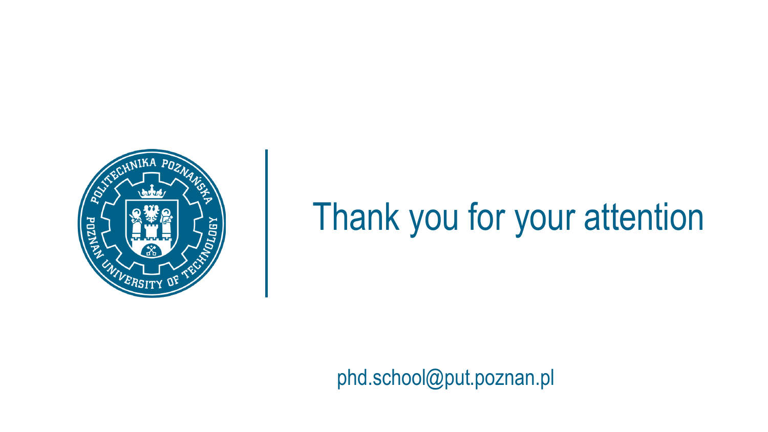# Thank you for your attention

phd.school@put.poznan.pl